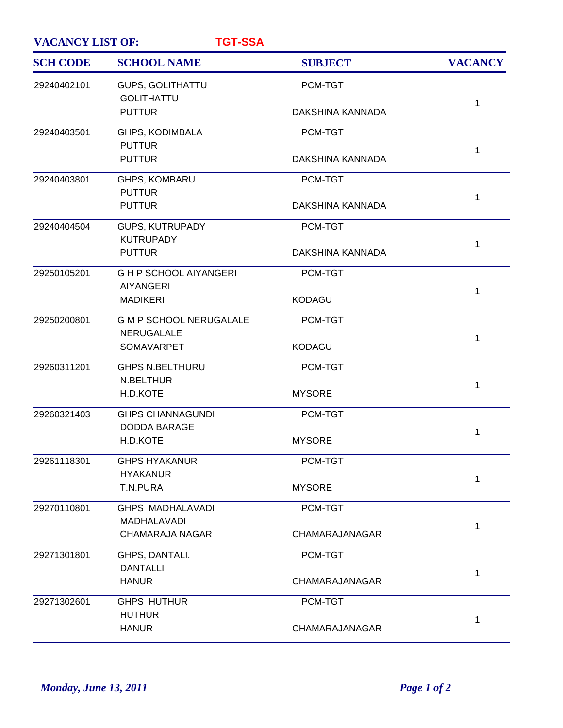**VACANCY LIST OF:** **TGT-SSA**

| SCH CODE | SCHOOL NAME | SUBJECT | VACANCY |
|---|---|---|---|
| 29240402101 | GUPS, GOLITHATTU<br>GOLITHATTU<br>PUTTUR | PCM-TGT<br><br>DAKSHINA KANNADA | 1 |
| 29240403501 | GHPS, KODIMBALA<br>PUTTUR<br>PUTTUR | PCM-TGT<br><br>DAKSHINA KANNADA | 1 |
| 29240403801 | GHPS, KOMBARU<br>PUTTUR<br>PUTTUR | PCM-TGT<br><br>DAKSHINA KANNADA | 1 |
| 29240404504 | GUPS, KUTRUPADY<br>KUTRUPADY<br>PUTTUR | PCM-TGT<br><br>DAKSHINA KANNADA | 1 |
| 29250105201 | G H P SCHOOL AIYANGERI<br>AIYANGERI<br>MADIKERI | PCM-TGT<br><br>KODAGU | 1 |
| 29250200801 | G M P SCHOOL NERUGALALE<br>NERUGALALE<br>SOMAVARPET | PCM-TGT<br><br>KODAGU | 1 |
| 29260311201 | GHPS N.BELTHURU<br>N.BELTHUR<br>H.D.KOTE | PCM-TGT<br><br>MYSORE | 1 |
| 29260321403 | GHPS CHANNAGUNDI<br>DODDA BARAGE<br>H.D.KOTE | PCM-TGT<br><br>MYSORE | 1 |
| 29261118301 | GHPS HYAKANUR<br>HYAKANUR<br>T.N.PURA | PCM-TGT<br><br>MYSORE | 1 |
| 29270110801 | GHPS MADHALAVADI<br>MADHALAVADI<br>CHAMARAJA NAGAR | PCM-TGT<br><br>CHAMARAJANAGAR | 1 |
| 29271301801 | GHPS, DANTALI.<br>DANTALLI<br>HANUR | PCM-TGT<br><br>CHAMARAJANAGAR | 1 |
| 29271302601 | GHPS HUTHUR<br>HUTHUR<br>HANUR | PCM-TGT<br><br>CHAMARAJANAGAR | 1 |

*Monday, June 13, 2011*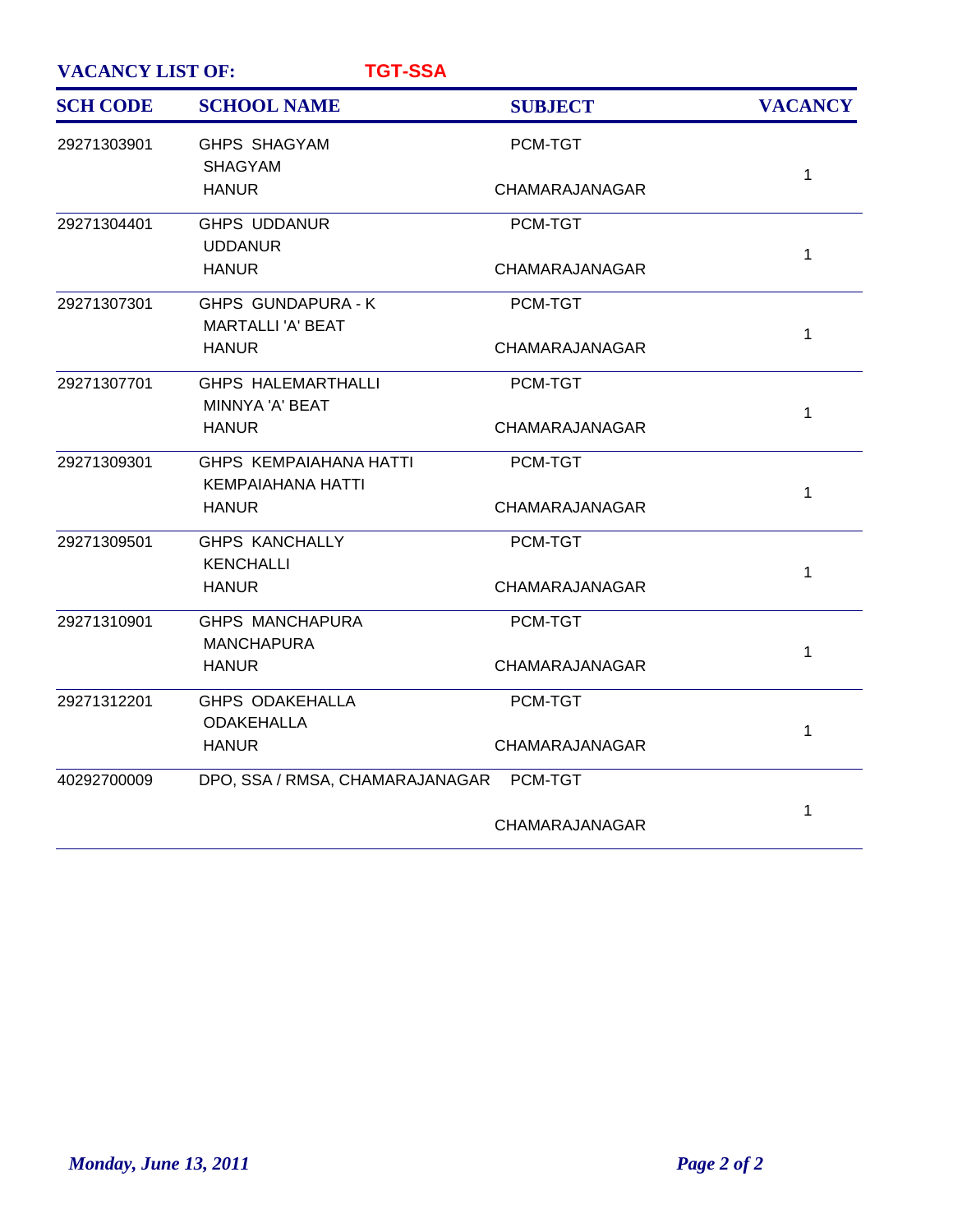**VACANCY LIST OF:** **TGT-SSA**

| SCH CODE | SCHOOL NAME | SUBJECT | VACANCY |
| --- | --- | --- | --- |
| 29271303901 | GHPS SHAGYAM<br>SHAGYAM<br>HANUR | PCM-TGT<br><br>CHAMARAJANAGAR | 1 |
| 29271304401 | GHPS UDDANUR<br>UDDANUR<br>HANUR | PCM-TGT<br><br>CHAMARAJANAGAR | 1 |
| 29271307301 | GHPS GUNDAPURA - K<br>MARTALLI 'A' BEAT<br>HANUR | PCM-TGT<br><br>CHAMARAJANAGAR | 1 |
| 29271307701 | GHPS HALEMARTHALLI<br>MINNYA 'A' BEAT<br>HANUR | PCM-TGT<br><br>CHAMARAJANAGAR | 1 |
| 29271309301 | GHPS KEMPAIAHANA HATTI<br>KEMPAIAHANA HATTI<br>HANUR | PCM-TGT<br><br>CHAMARAJANAGAR | 1 |
| 29271309501 | GHPS KANCHALLY<br>KENCHALLI<br>HANUR | PCM-TGT<br><br>CHAMARAJANAGAR | 1 |
| 29271310901 | GHPS MANCHAPURA<br>MANCHAPURA<br>HANUR | PCM-TGT<br><br>CHAMARAJANAGAR | 1 |
| 29271312201 | GHPS ODAKEHALLA<br>ODAKEHALLA<br>HANUR | PCM-TGT<br><br>CHAMARAJANAGAR | 1 |
| 40292700009 | DPO, SSA / RMSA, CHAMARAJANAGAR | PCM-TGT<br><br>CHAMARAJANAGAR | 1 |

*Monday, June 13, 2011*